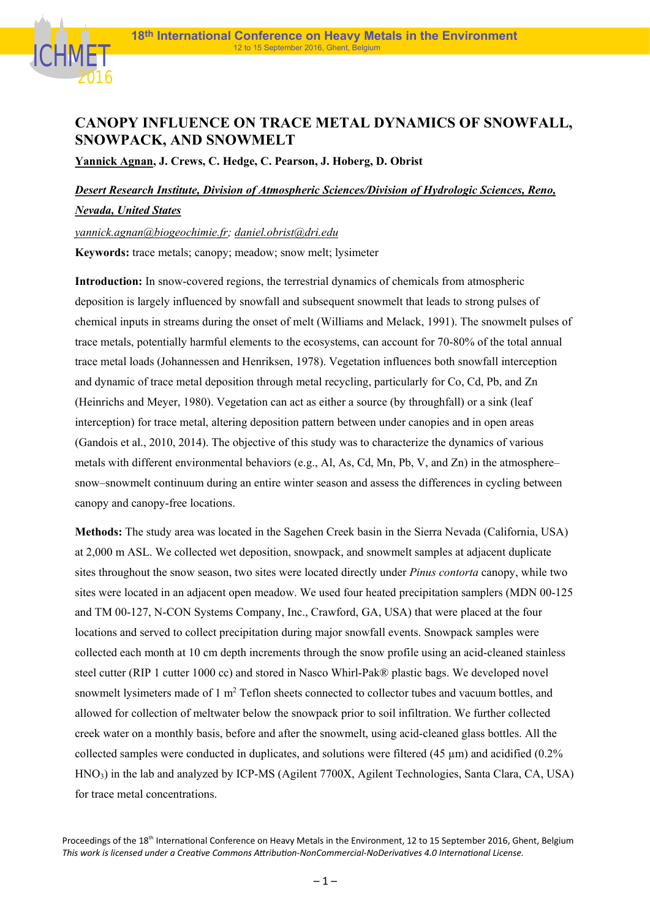# CANOPY INFLUENCE ON TRACE METAL DYNAMICS OF SNOWFALL, SNOWPACK, AND SNOWMELT

**Yannick Agnan**, **J. Crews, C. Hedge, C. Pearson, J. Hoberg, D. Obrist**

***Desert Research Institute, Division of Atmospheric Sciences/Division of Hydrologic Sciences, Reno, Nevada, United States***

*yannick.agnan@biogeochimie.fr; daniel.obrist@dri.edu*

**Keywords:** trace metals; canopy; meadow; snow melt; lysimeter

**Introduction:** In snow-covered regions, the terrestrial dynamics of chemicals from atmospheric deposition is largely influenced by snowfall and subsequent snowmelt that leads to strong pulses of chemical inputs in streams during the onset of melt (Williams and Melack, 1991). The snowmelt pulses of trace metals, potentially harmful elements to the ecosystems, can account for 70-80% of the total annual trace metal loads (Johannessen and Henriksen, 1978). Vegetation influences both snowfall interception and dynamic of trace metal deposition through metal recycling, particularly for Co, Cd, Pb, and Zn (Heinrichs and Meyer, 1980). Vegetation can act as either a source (by throughfall) or a sink (leaf interception) for trace metal, altering deposition pattern between under canopies and in open areas (Gandois et al., 2010, 2014). The objective of this study was to characterize the dynamics of various metals with different environmental behaviors (e.g., Al, As, Cd, Mn, Pb, V, and Zn) in the atmosphere–snow–snowmelt continuum during an entire winter season and assess the differences in cycling between canopy and canopy-free locations.

**Methods:** The study area was located in the Sagehen Creek basin in the Sierra Nevada (California, USA) at 2,000 m ASL. We collected wet deposition, snowpack, and snowmelt samples at adjacent duplicate sites throughout the snow season, two sites were located directly under *Pinus contorta* canopy, while two sites were located in an adjacent open meadow. We used four heated precipitation samplers (MDN 00-125 and TM 00-127, N-CON Systems Company, Inc., Crawford, GA, USA) that were placed at the four locations and served to collect precipitation during major snowfall events. Snowpack samples were collected each month at 10 cm depth increments through the snow profile using an acid-cleaned stainless steel cutter (RIP 1 cutter 1000 cc) and stored in Nasco Whirl-Pak® plastic bags. We developed novel snowmelt lysimeters made of 1 $m^2$ Teflon sheets connected to collector tubes and vacuum bottles, and allowed for collection of meltwater below the snowpack prior to soil infiltration. We further collected creek water on a monthly basis, before and after the snowmelt, using acid-cleaned glass bottles. All the collected samples were conducted in duplicates, and solutions were filtered (45 µm) and acidified (0.2% $HNO_3$) in the lab and analyzed by ICP-MS (Agilent 7700X, Agilent Technologies, Santa Clara, CA, USA) for trace metal concentrations.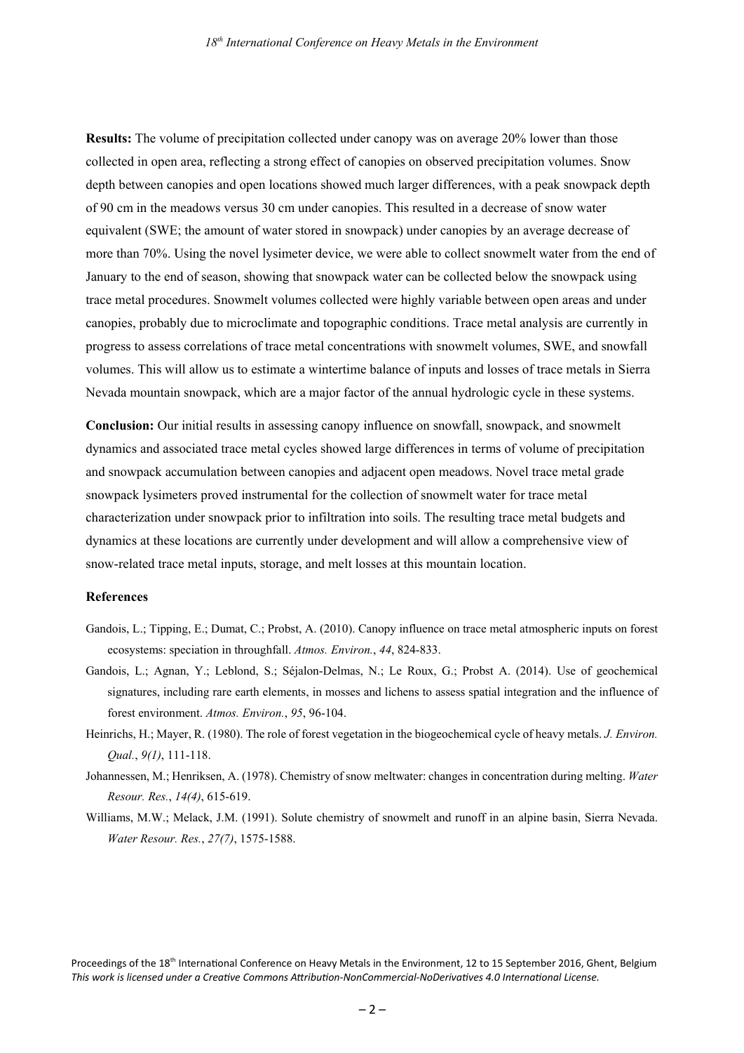**Results:** The volume of precipitation collected under canopy was on average 20% lower than those collected in open area, reflecting a strong effect of canopies on observed precipitation volumes. Snow depth between canopies and open locations showed much larger differences, with a peak snowpack depth of 90 cm in the meadows versus 30 cm under canopies. This resulted in a decrease of snow water equivalent (SWE; the amount of water stored in snowpack) under canopies by an average decrease of more than 70%. Using the novel lysimeter device, we were able to collect snowmelt water from the end of January to the end of season, showing that snowpack water can be collected below the snowpack using trace metal procedures. Snowmelt volumes collected were highly variable between open areas and under canopies, probably due to microclimate and topographic conditions. Trace metal analysis are currently in progress to assess correlations of trace metal concentrations with snowmelt volumes, SWE, and snowfall volumes. This will allow us to estimate a wintertime balance of inputs and losses of trace metals in Sierra Nevada mountain snowpack, which are a major factor of the annual hydrologic cycle in these systems.

**Conclusion:** Our initial results in assessing canopy influence on snowfall, snowpack, and snowmelt dynamics and associated trace metal cycles showed large differences in terms of volume of precipitation and snowpack accumulation between canopies and adjacent open meadows. Novel trace metal grade snowpack lysimeters proved instrumental for the collection of snowmelt water for trace metal characterization under snowpack prior to infiltration into soils. The resulting trace metal budgets and dynamics at these locations are currently under development and will allow a comprehensive view of snow-related trace metal inputs, storage, and melt losses at this mountain location.

### References

Gandois, L.; Tipping, E.; Dumat, C.; Probst, A. (2010). Canopy influence on trace metal atmospheric inputs on forest ecosystems: speciation in throughfall. *Atmos. Environ.*, *44*, 824-833.

Gandois, L.; Agnan, Y.; Leblond, S.; Séjalon-Delmas, N.; Le Roux, G.; Probst A. (2014). Use of geochemical signatures, including rare earth elements, in mosses and lichens to assess spatial integration and the influence of forest environment. *Atmos. Environ.*, *95*, 96-104.

Heinrichs, H.; Mayer, R. (1980). The role of forest vegetation in the biogeochemical cycle of heavy metals. *J. Environ. Qual.*, *9(1)*, 111-118.

Johannessen, M.; Henriksen, A. (1978). Chemistry of snow meltwater: changes in concentration during melting. *Water Resour. Res.*, *14(4)*, 615-619.

Williams, M.W.; Melack, J.M. (1991). Solute chemistry of snowmelt and runoff in an alpine basin, Sierra Nevada. *Water Resour. Res.*, *27(7)*, 1575-1588.